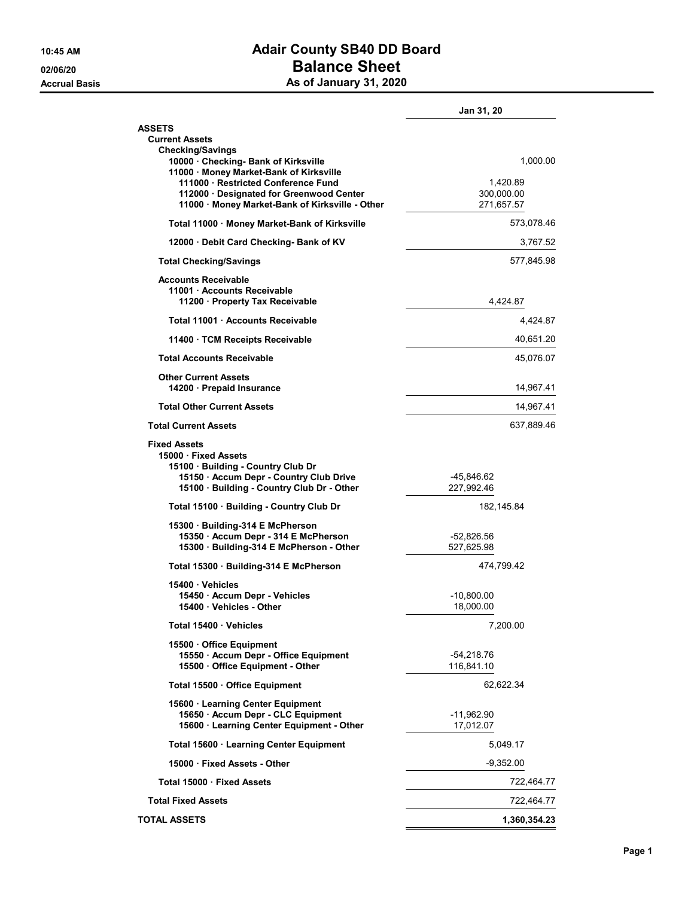# Adair County SB40 DD Board

## Balance Sheet

### As of January 31, 2020

10:45 AM
02/06/20
Accrual Basis

| | | | Jan 31, 20 |
|---|---|---|---|
| **ASSETS** | | | |
| **Current Assets** | | | |
| **Checking/Savings** | | | |
| 10000 · Checking- Bank of Kirksville | | | 1,000.00 |
| 11000 · Money Market-Bank of Kirksville | | | |
| 111000 · Restricted Conference Fund | | 1,420.89 | |
| 112000 · Designated for Greenwood Center | | 300,000.00 | |
| 11000 · Money Market-Bank of Kirksville - Other | | 271,657.57 | |
| **Total 11000 · Money Market-Bank of Kirksville** | | | 573,078.46 |
| 12000 · Debit Card Checking- Bank of KV | | | 3,767.52 |
| **Total Checking/Savings** | | | 577,845.98 |
| **Accounts Receivable** | | | |
| 11001 · Accounts Receivable | | | |
| 11200 · Property Tax Receivable | | 4,424.87 | |
| **Total 11001 · Accounts Receivable** | | | 4,424.87 |
| 11400 · TCM Receipts Receivable | | | 40,651.20 |
| **Total Accounts Receivable** | | | 45,076.07 |
| **Other Current Assets** | | | |
| 14200 · Prepaid Insurance | | | 14,967.41 |
| **Total Other Current Assets** | | | 14,967.41 |
| **Total Current Assets** | | | 637,889.46 |
| **Fixed Assets** | | | |
| 15000 · Fixed Assets | | | |
| 15100 · Building - Country Club Dr | | | |
| 15150 · Accum Depr - Country Club Drive | -45,846.62 | | |
| 15100 · Building - Country Club Dr - Other | 227,992.46 | | |
| **Total 15100 · Building - Country Club Dr** | | 182,145.84 | |
| 15300 · Building-314 E McPherson | | | |
| 15350 · Accum Depr - 314 E McPherson | -52,826.56 | | |
| 15300 · Building-314 E McPherson - Other | 527,625.98 | | |
| **Total 15300 · Building-314 E McPherson** | | 474,799.42 | |
| 15400 · Vehicles | | | |
| 15450 · Accum Depr - Vehicles | -10,800.00 | | |
| 15400 · Vehicles - Other | 18,000.00 | | |
| **Total 15400 · Vehicles** | | 7,200.00 | |
| 15500 · Office Equipment | | | |
| 15550 · Accum Depr - Office Equipment | -54,218.76 | | |
| 15500 · Office Equipment - Other | 116,841.10 | | |
| **Total 15500 · Office Equipment** | | 62,622.34 | |
| 15600 · Learning Center Equipment | | | |
| 15650 · Accum Depr - CLC Equipment | -11,962.90 | | |
| 15600 · Learning Center Equipment - Other | 17,012.07 | | |
| **Total 15600 · Learning Center Equipment** | | 5,049.17 | |
| 15000 · Fixed Assets - Other | | -9,352.00 | |
| **Total 15000 · Fixed Assets** | | | 722,464.77 |
| **Total Fixed Assets** | | | 722,464.77 |
| **TOTAL ASSETS** | | | **1,360,354.23** |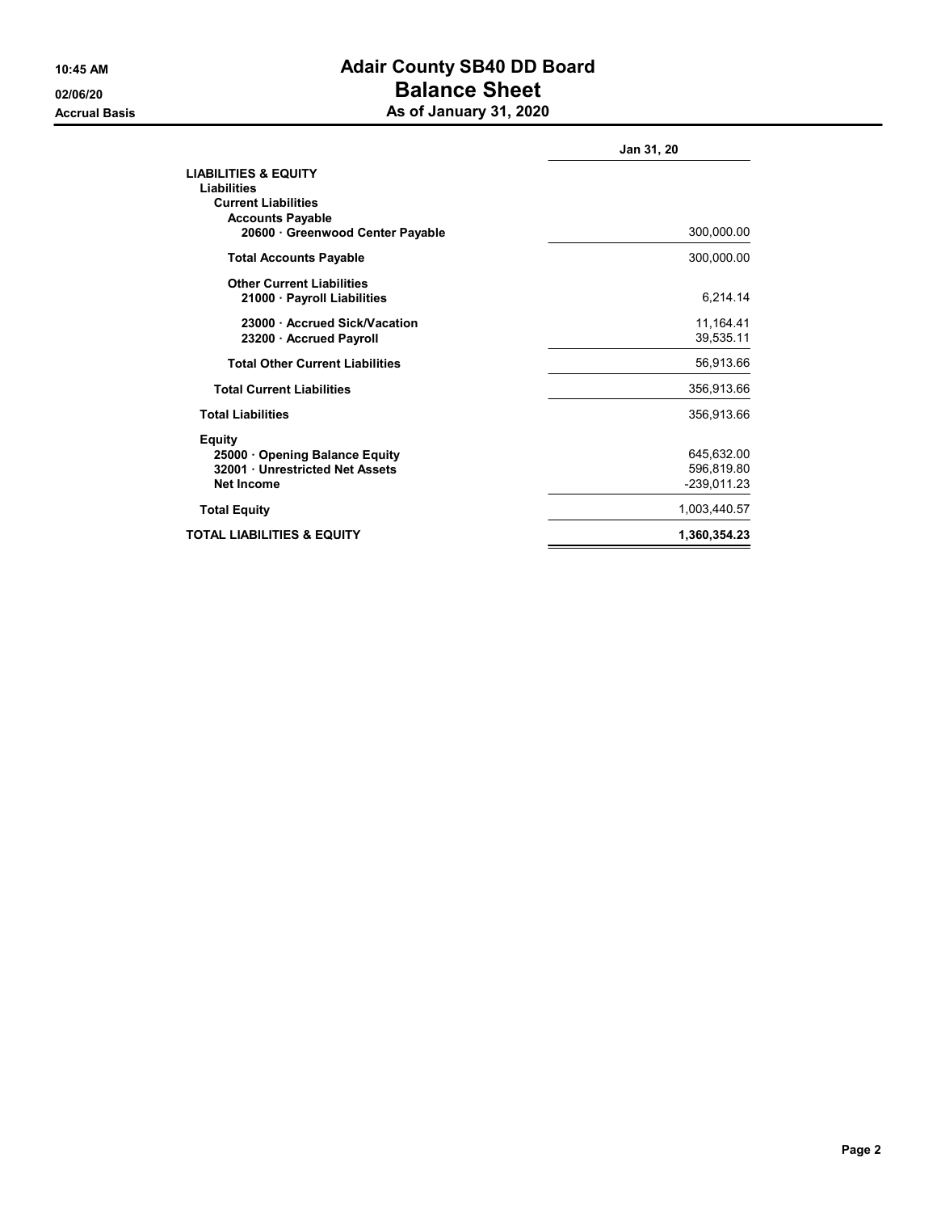10:45 AM
02/06/20
Accrual Basis

# Adair County SB40 DD Board
## Balance Sheet
### As of January 31, 2020

| | Jan 31, 20 |
|---|---|
| **LIABILITIES & EQUITY** | |
| **Liabilities** | |
| **Current Liabilities** | |
| **Accounts Payable** | |
| **20600 · Greenwood Center Payable** | 300,000.00 |
| **Total Accounts Payable** | 300,000.00 |
| **Other Current Liabilities** | |
| **21000 · Payroll Liabilities** | 6,214.14 |
| **23000 · Accrued Sick/Vacation** | 11,164.41 |
| **23200 · Accrued Payroll** | 39,535.11 |
| **Total Other Current Liabilities** | 56,913.66 |
| **Total Current Liabilities** | 356,913.66 |
| **Total Liabilities** | 356,913.66 |
| **Equity** | |
| **25000 · Opening Balance Equity** | 645,632.00 |
| **32001 · Unrestricted Net Assets** | 596,819.80 |
| **Net Income** | -239,011.23 |
| **Total Equity** | 1,003,440.57 |
| **TOTAL LIABILITIES & EQUITY** | **1,360,354.23** |